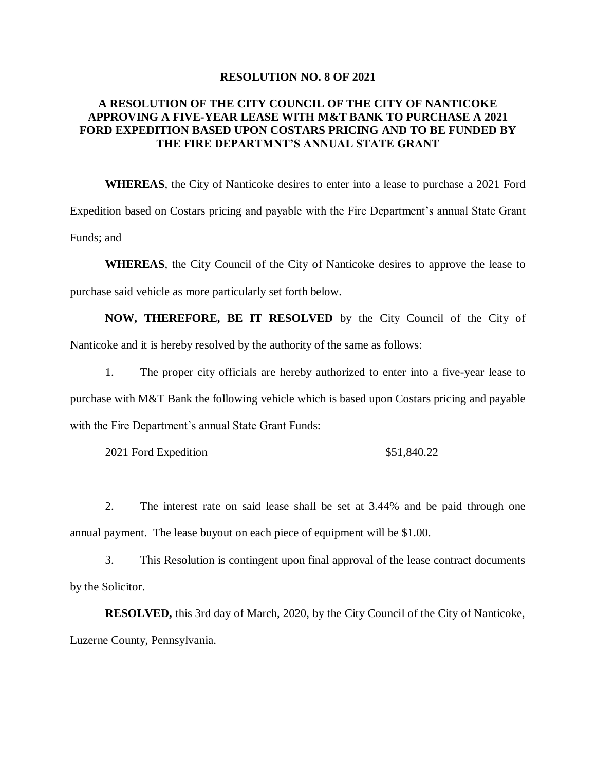**RESOLUTION NO. 8 OF 2021**

**A RESOLUTION OF THE CITY COUNCIL OF THE CITY OF NANTICOKE APPROVING A FIVE-YEAR LEASE WITH M&T BANK TO PURCHASE A 2021 FORD EXPEDITION BASED UPON COSTARS PRICING AND TO BE FUNDED BY THE FIRE DEPARTMNT'S ANNUAL STATE GRANT**

**WHEREAS**, the City of Nanticoke desires to enter into a lease to purchase a 2021 Ford Expedition based on Costars pricing and payable with the Fire Department's annual State Grant Funds; and

**WHEREAS**, the City Council of the City of Nanticoke desires to approve the lease to purchase said vehicle as more particularly set forth below.

**NOW, THEREFORE, BE IT RESOLVED** by the City Council of the City of Nanticoke and it is hereby resolved by the authority of the same as follows:

1. The proper city officials are hereby authorized to enter into a five-year lease to purchase with M&T Bank the following vehicle which is based upon Costars pricing and payable with the Fire Department's annual State Grant Funds:

   2021 Ford Expedition $51,840.22

2. The interest rate on said lease shall be set at 3.44% and be paid through one annual payment. The lease buyout on each piece of equipment will be $1.00.

3. This Resolution is contingent upon final approval of the lease contract documents by the Solicitor.

**RESOLVED,** this 3rd day of March, 2020, by the City Council of the City of Nanticoke, Luzerne County, Pennsylvania.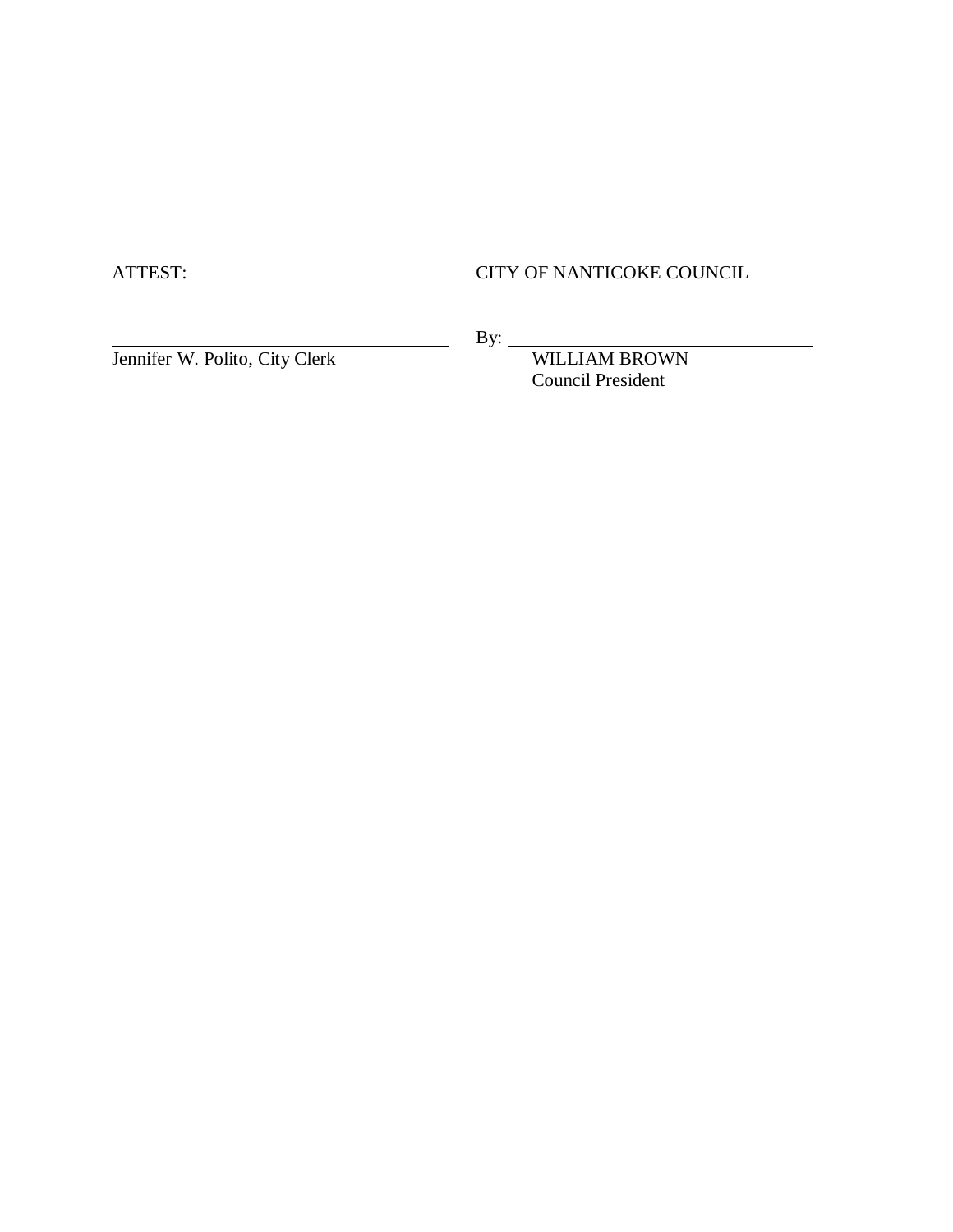ATTEST: CITY OF NANTICOKE COUNCIL

______________________________ By: ______________________________

Jennifer W. Polito, City Clerk WILLIAM BROWN

Council President